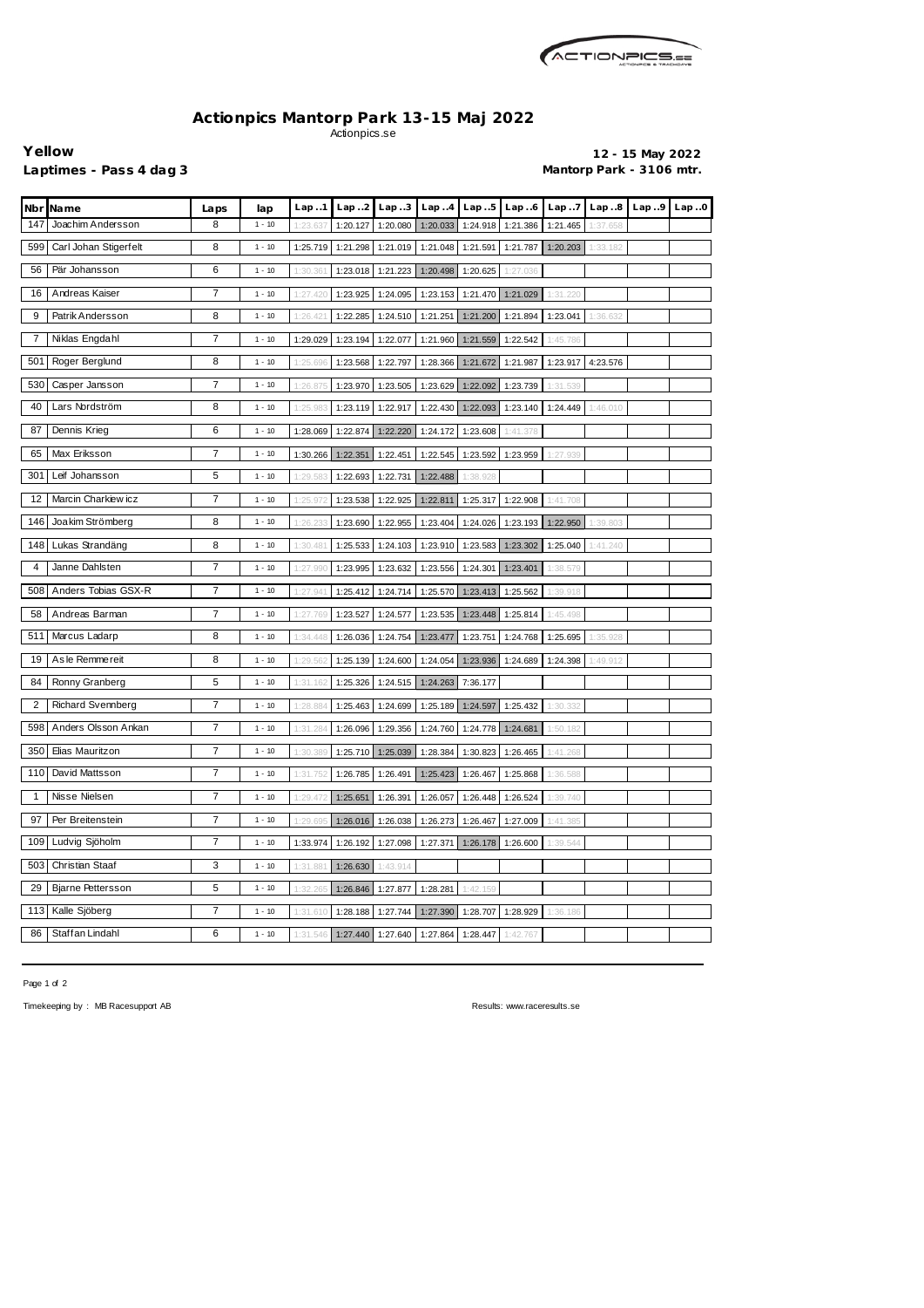# Actionpics Mantorp Park 13-15 Maj 2022

Actionpics.se

**Yellow**
**Laptimes - Pass 4 dag 3**

**12 - 15 May 2022**
**Mantorp Park - 3106 mtr.**

| Nbr | Name | Laps | lap | Lap..1 | Lap..2 | Lap..3 | Lap..4 | Lap..5 | Lap..6 | Lap..7 | Lap..8 | Lap..9 | Lap..0 |
|---|---|---|---|---|---|---|---|---|---|---|---|---|---|
| 147 | Joachim Andersson | 8 | 1 - 10 | 1:23.637 | 1:20.127 | 1:20.080 | 1:20.033 | 1:24.918 | 1:21.386 | 1:21.465 | 1:37.658 | | |
| 599 | Carl Johan Stigerfelt | 8 | 1 - 10 | 1:25.719 | 1:21.298 | 1:21.019 | 1:21.048 | 1:21.591 | 1:21.787 | 1:20.203 | 1:33.182 | | |
| 56 | Pär Johansson | 6 | 1 - 10 | 1:30.361 | 1:23.018 | 1:21.223 | 1:20.498 | 1:20.625 | 1:27.036 | | | | |
| 16 | Andreas Kaiser | 7 | 1 - 10 | 1:27.420 | 1:23.925 | 1:24.095 | 1:23.153 | 1:21.470 | 1:21.029 | 1:31.220 | | | |
| 9 | Patrik Andersson | 8 | 1 - 10 | 1:26.421 | 1:22.285 | 1:24.510 | 1:21.251 | 1:21.200 | 1:21.894 | 1:23.041 | 1:36.632 | | |
| 7 | Niklas Engdahl | 7 | 1 - 10 | 1:29.029 | 1:23.194 | 1:22.077 | 1:21.960 | 1:21.559 | 1:22.542 | 1:45.786 | | | |
| 501 | Roger Berglund | 8 | 1 - 10 | 1:25.696 | 1:23.568 | 1:22.797 | 1:28.366 | 1:21.672 | 1:21.987 | 1:23.917 | 4:23.576 | | |
| 530 | Casper Jansson | 7 | 1 - 10 | 1:26.875 | 1:23.970 | 1:23.505 | 1:23.629 | 1:22.092 | 1:23.739 | 1:31.539 | | | |
| 40 | Lars Nordström | 8 | 1 - 10 | 1:25.983 | 1:23.119 | 1:22.917 | 1:22.430 | 1:22.093 | 1:23.140 | 1:24.449 | 1:46.010 | | |
| 87 | Dennis Krieg | 6 | 1 - 10 | 1:28.069 | 1:22.874 | 1:22.220 | 1:24.172 | 1:23.608 | 1:41.378 | | | | |
| 65 | Max Eriksson | 7 | 1 - 10 | 1:30.266 | 1:22.351 | 1:22.451 | 1:22.545 | 1:23.592 | 1:23.959 | 1:27.939 | | | |
| 301 | Leif Johansson | 5 | 1 - 10 | 1:29.583 | 1:22.693 | 1:22.731 | 1:22.488 | 1:38.928 | | | | | |
| 12 | Marcin Charkiewicz | 7 | 1 - 10 | 1:25.972 | 1:23.538 | 1:22.925 | 1:22.811 | 1:25.317 | 1:22.908 | 1:41.708 | | | |
| 146 | Joakim Strömberg | 8 | 1 - 10 | 1:26.233 | 1:23.690 | 1:22.955 | 1:23.404 | 1:24.026 | 1:23.193 | 1:22.950 | 1:39.803 | | |
| 148 | Lukas Strandäng | 8 | 1 - 10 | 1:30.481 | 1:25.533 | 1:24.103 | 1:23.910 | 1:23.583 | 1:23.302 | 1:25.040 | 1:41.240 | | |
| 4 | Janne Dahlsten | 7 | 1 - 10 | 1:27.990 | 1:23.995 | 1:23.632 | 1:23.556 | 1:24.301 | 1:23.401 | 1:38.579 | | | |
| 508 | Anders Tobias GSX-R | 7 | 1 - 10 | 1:27.941 | 1:25.412 | 1:24.714 | 1:25.570 | 1:23.413 | 1:25.562 | 1:39.918 | | | |
| 58 | Andreas Barman | 7 | 1 - 10 | 1:27.769 | 1:23.527 | 1:24.577 | 1:23.535 | 1:23.448 | 1:25.814 | 1:45.498 | | | |
| 511 | Marcus Ladarp | 8 | 1 - 10 | 1:34.448 | 1:26.036 | 1:24.754 | 1:23.477 | 1:23.751 | 1:24.768 | 1:25.695 | 1:35.928 | | |
| 19 | Asle Remmereit | 8 | 1 - 10 | 1:29.562 | 1:25.139 | 1:24.600 | 1:24.054 | 1:23.936 | 1:24.689 | 1:24.398 | 1:49.912 | | |
| 84 | Ronny Granberg | 5 | 1 - 10 | 1:31.162 | 1:25.326 | 1:24.515 | 1:24.263 | 7:36.177 | | | | | |
| 2 | Richard Svennberg | 7 | 1 - 10 | 1:28.884 | 1:25.463 | 1:24.699 | 1:25.189 | 1:24.597 | 1:25.432 | 1:30.332 | | | |
| 598 | Anders Olsson Ankan | 7 | 1 - 10 | 1:31.284 | 1:26.096 | 1:29.356 | 1:24.760 | 1:24.778 | 1:24.681 | 1:50.182 | | | |
| 350 | Elias Mauritzon | 7 | 1 - 10 | 1:30.389 | 1:25.710 | 1:25.039 | 1:28.384 | 1:30.823 | 1:26.465 | 1:41.268 | | | |
| 110 | David Mattsson | 7 | 1 - 10 | 1:31.752 | 1:26.785 | 1:26.491 | 1:25.423 | 1:26.467 | 1:25.868 | 1:36.588 | | | |
| 1 | Nisse Nielsen | 7 | 1 - 10 | 1:29.472 | 1:25.651 | 1:26.391 | 1:26.057 | 1:26.448 | 1:26.524 | 1:39.740 | | | |
| 97 | Per Breitenstein | 7 | 1 - 10 | 1:29.695 | 1:26.016 | 1:26.038 | 1:26.273 | 1:26.467 | 1:27.009 | 1:41.385 | | | |
| 109 | Ludvig Sjöholm | 7 | 1 - 10 | 1:33.974 | 1:26.192 | 1:27.098 | 1:27.371 | 1:26.178 | 1:26.600 | 1:39.544 | | | |
| 503 | Christian Staaf | 3 | 1 - 10 | 1:31.881 | 1:26.630 | 1:43.914 | | | | | | | |
| 29 | Bjarne Pettersson | 5 | 1 - 10 | 1:32.285 | 1:26.846 | 1:27.877 | 1:28.281 | 1:42.159 | | | | | |
| 113 | Kalle Sjöberg | 7 | 1 - 10 | 1:31.610 | 1:28.188 | 1:27.744 | 1:27.390 | 1:28.707 | 1:28.929 | 1:36.186 | | | |
| 86 | Staffan Lindahl | 6 | 1 - 10 | 1:31.546 | 1:27.440 | 1:27.640 | 1:27.864 | 1:28.447 | 1:42.767 | | | | |

Timekeeping by : MB Racesupport AB

Results: www.raceresults.se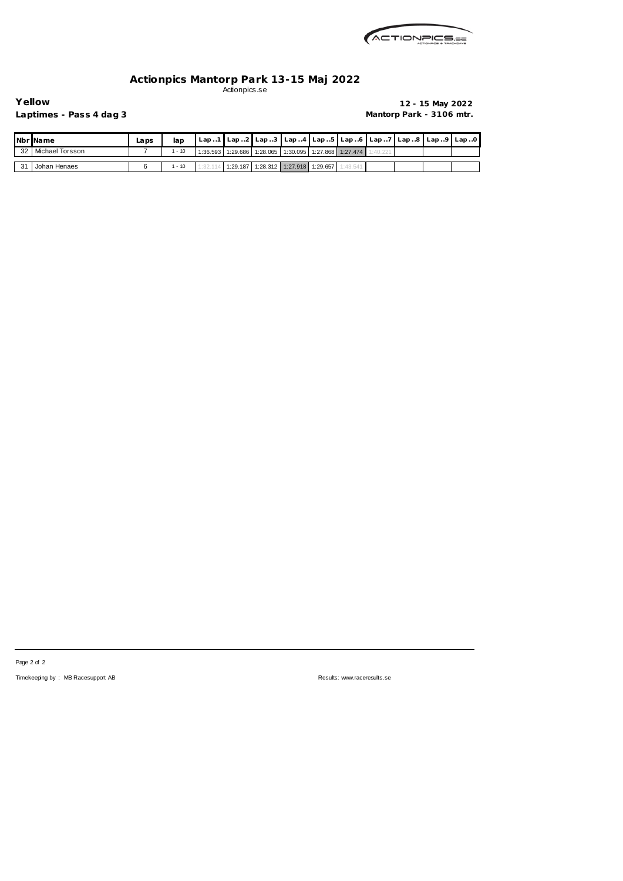# Actionpics Mantorp Park 13-15 Maj 2022

Actionpics.se

**Yellow**

**Laptimes - Pass 4 dag 3**

**12 - 15 May 2022**

**Mantorp Park - 3106 mtr.**

| Nbr | Name | Laps | lap | Lap ..1 | Lap ..2 | Lap ..3 | Lap ..4 | Lap ..5 | Lap ..6 | Lap ..7 | Lap ..8 | Lap ..9 | Lap ..0 |
|---|---|---|---|---|---|---|---|---|---|---|---|---|---|
| 32 | Michael Torsson | 7 | 1 - 10 | 1:36.593 | 1:29.686 | 1:28.065 | 1:30.095 | 1:27.868 | 1:27.474 | 1:40.221 | | | |
| 31 | Johan Henaes | 6 | 1 - 10 | 1:32.114 | 1:29.187 | 1:28.312 | 1:27.918 | 1:29.657 | 1:43.541 | | | | |

Timekeeping by : MB Racesupport AB

Results: www.raceresults.se